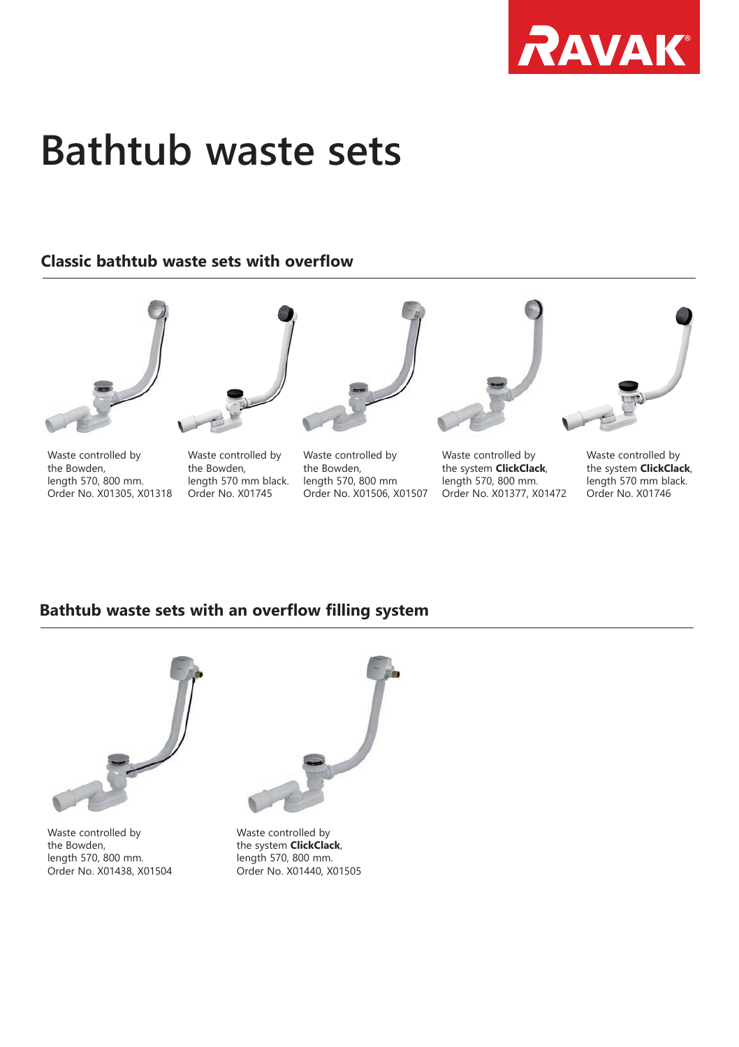RAVAK

# Bathtub waste sets

## Classic bathtub waste sets with overflow

Waste controlled by
the Bowden,
length 570, 800 mm.
Order No. X01305, X01318

Waste controlled by
the Bowden,
length 570 mm black.
Order No. X01745

Waste controlled by
the Bowden,
length 570, 800 mm
Order No. X01506, X01507

Waste controlled by
the system **ClickClack**,
length 570, 800 mm.
Order No. X01377, X01472

Waste controlled by
the system **ClickClack**,
length 570 mm black.
Order No. X01746

## Bathtub waste sets with an overflow filling system

Waste controlled by
the Bowden,
length 570, 800 mm.
Order No. X01438, X01504

Waste controlled by
the system **ClickClack**,
length 570, 800 mm.
Order No. X01440, X01505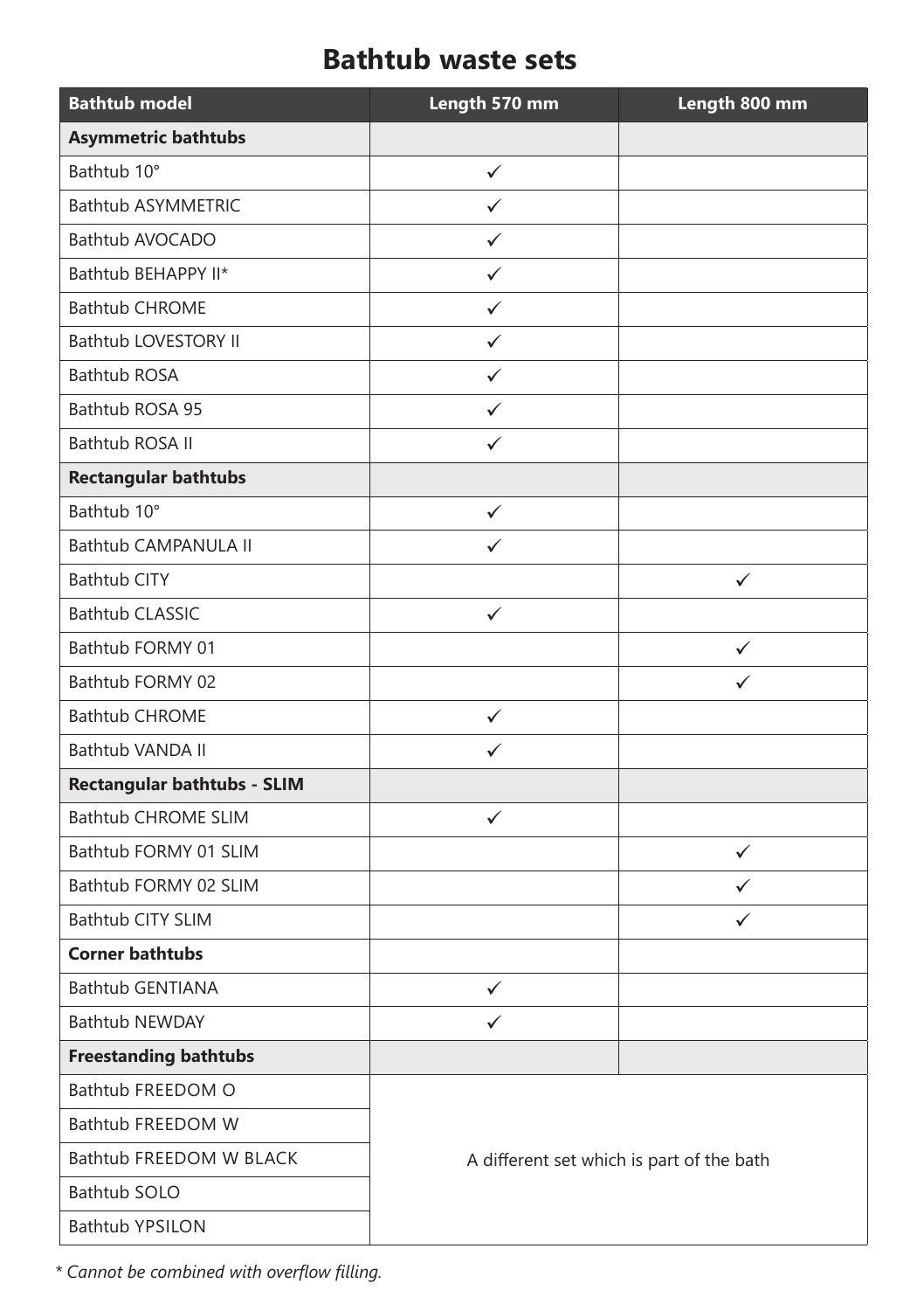# Bathtub waste sets

| Bathtub model | Length 570 mm | Length 800 mm |
|---|---|---|
| **Asymmetric bathtubs** | | |
| Bathtub 10° | ✓ | |
| Bathtub ASYMMETRIC | ✓ | |
| Bathtub AVOCADO | ✓ | |
| Bathtub BEHAPPY II* | ✓ | |
| Bathtub CHROME | ✓ | |
| Bathtub LOVESTORY II | ✓ | |
| Bathtub ROSA | ✓ | |
| Bathtub ROSA 95 | ✓ | |
| Bathtub ROSA II | ✓ | |
| **Rectangular bathtubs** | | |
| Bathtub 10° | ✓ | |
| Bathtub CAMPANULA II | ✓ | |
| Bathtub CITY | | ✓ |
| Bathtub CLASSIC | ✓ | |
| Bathtub FORMY 01 | | ✓ |
| Bathtub FORMY 02 | | ✓ |
| Bathtub CHROME | ✓ | |
| Bathtub VANDA II | ✓ | |
| **Rectangular bathtubs - SLIM** | | |
| Bathtub CHROME SLIM | ✓ | |
| Bathtub FORMY 01 SLIM | | ✓ |
| Bathtub FORMY 02 SLIM | | ✓ |
| Bathtub CITY SLIM | | ✓ |
| **Corner bathtubs** | | |
| Bathtub GENTIANA | ✓ | |
| Bathtub NEWDAY | ✓ | |
| **Freestanding bathtubs** | | |
| Bathtub FREEDOM O | A different set which is part of the bath | |
| Bathtub FREEDOM W | | |
| Bathtub FREEDOM W BLACK | | |
| Bathtub SOLO | | |
| Bathtub YPSILON | | |

*\* Cannot be combined with overflow filling.*